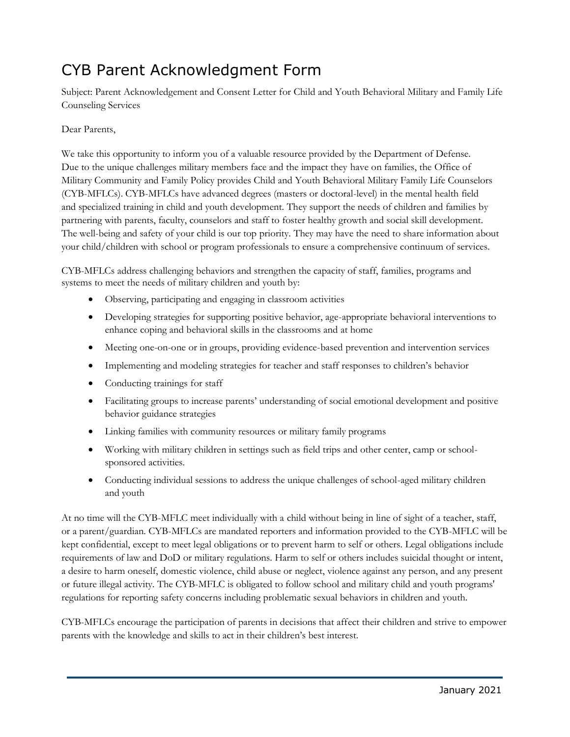# CYB Parent Acknowledgment Form

Subject: Parent Acknowledgement and Consent Letter for Child and Youth Behavioral Military and Family Life Counseling Services

Dear Parents,

We take this opportunity to inform you of a valuable resource provided by the Department of Defense. Due to the unique challenges military members face and the impact they have on families, the Office of Military Community and Family Policy provides Child and Youth Behavioral Military Family Life Counselors (CYB-MFLCs). CYB-MFLCs have advanced degrees (masters or doctoral-level) in the mental health field and specialized training in child and youth development. They support the needs of children and families by partnering with parents, faculty, counselors and staff to foster healthy growth and social skill development. The well-being and safety of your child is our top priority. They may have the need to share information about your child/children with school or program professionals to ensure a comprehensive continuum of services.

CYB-MFLCs address challenging behaviors and strengthen the capacity of staff, families, programs and systems to meet the needs of military children and youth by:

- Observing, participating and engaging in classroom activities
- Developing strategies for supporting positive behavior, age-appropriate behavioral interventions to enhance coping and behavioral skills in the classrooms and at home
- Meeting one-on-one or in groups, providing evidence-based prevention and intervention services
- Implementing and modeling strategies for teacher and staff responses to children's behavior
- Conducting trainings for staff
- Facilitating groups to increase parents' understanding of social emotional development and positive behavior guidance strategies
- Linking families with community resources or military family programs
- Working with military children in settings such as field trips and other center, camp or school-sponsored activities.
- Conducting individual sessions to address the unique challenges of school-aged military children and youth

At no time will the CYB-MFLC meet individually with a child without being in line of sight of a teacher, staff, or a parent/guardian. CYB-MFLCs are mandated reporters and information provided to the CYB-MFLC will be kept confidential, except to meet legal obligations or to prevent harm to self or others. Legal obligations include requirements of law and DoD or military regulations. Harm to self or others includes suicidal thought or intent, a desire to harm oneself, domestic violence, child abuse or neglect, violence against any person, and any present or future illegal activity. The CYB-MFLC is obligated to follow school and military child and youth programs' regulations for reporting safety concerns including problematic sexual behaviors in children and youth.

CYB-MFLCs encourage the participation of parents in decisions that affect their children and strive to empower parents with the knowledge and skills to act in their children's best interest.

January 2021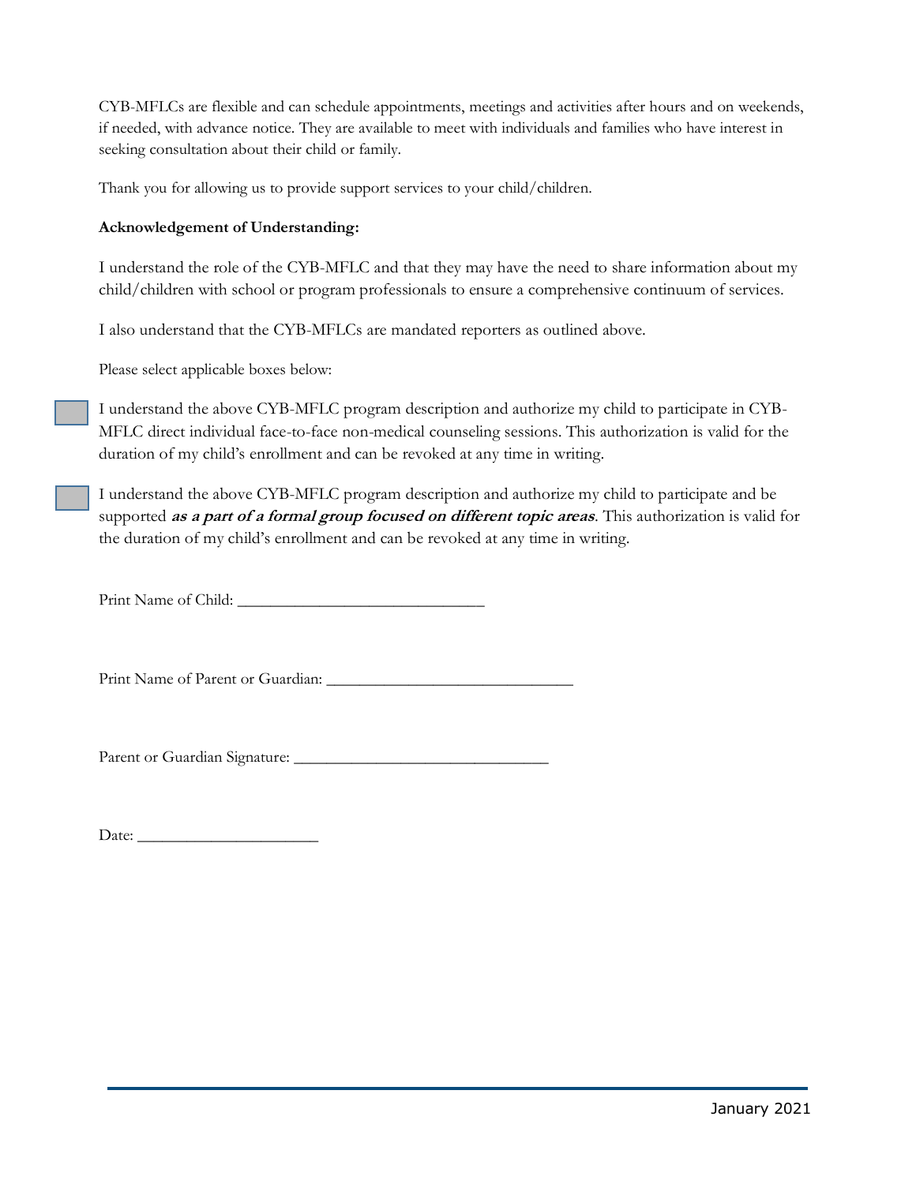CYB-MFLCs are flexible and can schedule appointments, meetings and activities after hours and on weekends, if needed, with advance notice. They are available to meet with individuals and families who have interest in seeking consultation about their child or family.

Thank you for allowing us to provide support services to your child/children.

**Acknowledgement of Understanding:**

I understand the role of the CYB-MFLC and that they may have the need to share information about my child/children with school or program professionals to ensure a comprehensive continuum of services.

I also understand that the CYB-MFLCs are mandated reporters as outlined above.

Please select applicable boxes below:

☐ I understand the above CYB-MFLC program description and authorize my child to participate in CYB-MFLC direct individual face-to-face non-medical counseling sessions. This authorization is valid for the duration of my child's enrollment and can be revoked at any time in writing.

☐ I understand the above CYB-MFLC program description and authorize my child to participate and be supported ***as a part of a formal group focused on different topic areas***. This authorization is valid for the duration of my child's enrollment and can be revoked at any time in writing.

Print Name of Child: ______________________________

Print Name of Parent or Guardian: ______________________________

Parent or Guardian Signature: _______________________________

Date: ______________________